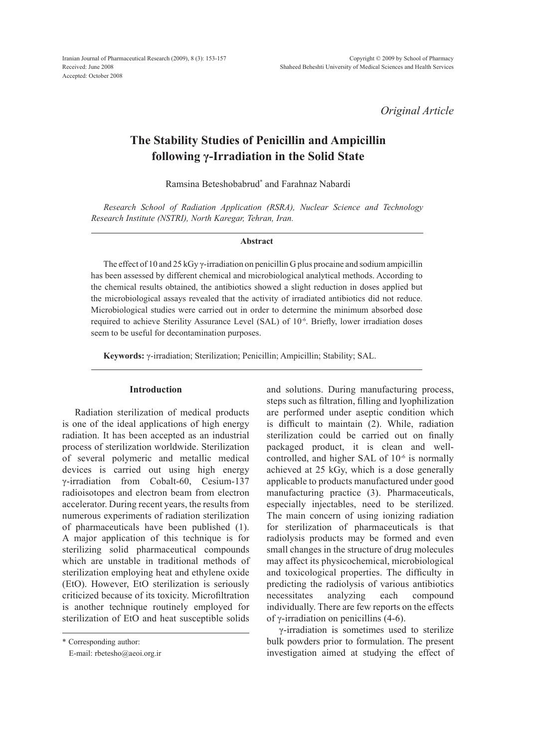Received: June 2008
Accepted: October 2008

*Original Article*

# The Stability Studies of Penicillin and Ampicillin following γ-Irradiation in the Solid State

Ramsina Beteshobabrud* and Farahnaz Nabardi

*Research School of Radiation Application (RSRA), Nuclear Science and Technology Research Institute (NSTRI), North Karegar, Tehran, Iran.*

### Abstract

The effect of 10 and 25 kGy γ-irradiation on penicillin G plus procaine and sodium ampicillin has been assessed by different chemical and microbiological analytical methods. According to the chemical results obtained, the antibiotics showed a slight reduction in doses applied but the microbiological assays revealed that the activity of irradiated antibiotics did not reduce. Microbiological studies were carried out in order to determine the minimum absorbed dose required to achieve Sterility Assurance Level (SAL) of $10^{-6}$. Briefly, lower irradiation doses seem to be useful for decontamination purposes.

**Keywords:** γ-irradiation; Sterilization; Penicillin; Ampicillin; Stability; SAL.

## Introduction

Radiation sterilization of medical products is one of the ideal applications of high energy radiation. It has been accepted as an industrial process of sterilization worldwide. Sterilization of several polymeric and metallic medical devices is carried out using high energy γ-irradiation from Cobalt-60, Cesium-137 radioisotopes and electron beam from electron accelerator. During recent years, the results from numerous experiments of radiation sterilization of pharmaceuticals have been published (1). A major application of this technique is for sterilizing solid pharmaceutical compounds which are unstable in traditional methods of sterilization employing heat and ethylene oxide (EtO). However, EtO sterilization is seriously criticized because of its toxicity. Microfiltration is another technique routinely employed for sterilization of EtO and heat susceptible solids and solutions. During manufacturing process, steps such as filtration, filling and lyophilization are performed under aseptic condition which is difficult to maintain (2). While, radiation sterilization could be carried out on finally packaged product, it is clean and well-controlled, and higher SAL of $10^{-6}$ is normally achieved at 25 kGy, which is a dose generally applicable to products manufactured under good manufacturing practice (3). Pharmaceuticals, especially injectables, need to be sterilized. The main concern of using ionizing radiation for sterilization of pharmaceuticals is that radiolysis products may be formed and even small changes in the structure of drug molecules may affect its physicochemical, microbiological and toxicological properties. The difficulty in predicting the radiolysis of various antibiotics necessitates analyzing each compound individually. There are few reports on the effects of γ-irradiation on penicillins (4-6).

γ-irradiation is sometimes used to sterilize bulk powders prior to formulation. The present investigation aimed at studying the effect of

* Corresponding author:
E-mail: rbetesho@aeoi.org.ir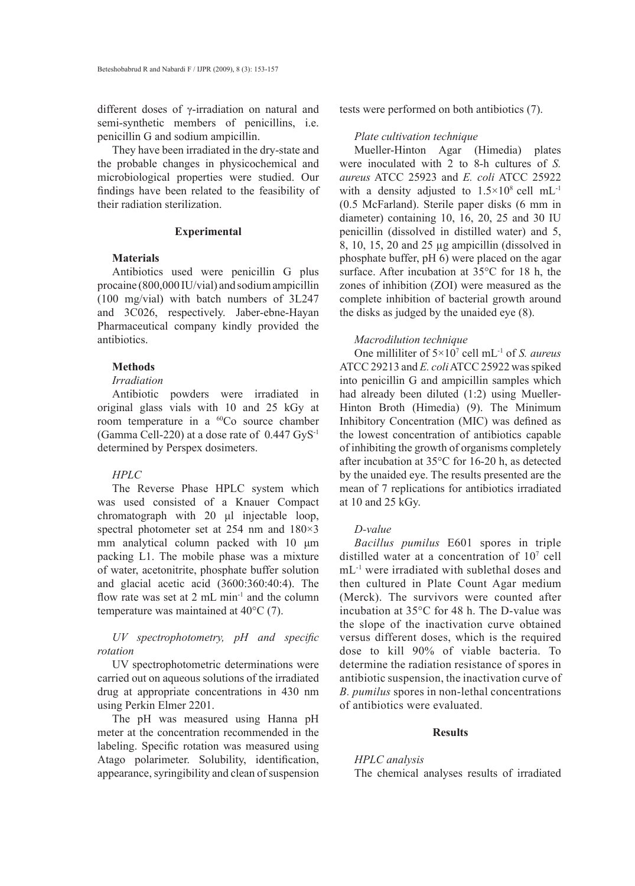different doses of γ-irradiation on natural and semi-synthetic members of penicillins, i.e. penicillin G and sodium ampicillin.

They have been irradiated in the dry-state and the probable changes in physicochemical and microbiological properties were studied. Our findings have been related to the feasibility of their radiation sterilization.

## Experimental

### Materials

Antibiotics used were penicillin G plus procaine (800,000 IU/vial) and sodium ampicillin (100 mg/vial) with batch numbers of 3L247 and 3C026, respectively. Jaber-ebne-Hayan Pharmaceutical company kindly provided the antibiotics.

### Methods

*Irradiation*

Antibiotic powders were irradiated in original glass vials with 10 and 25 kGy at room temperature in a $^{60}$Co source chamber (Gamma Cell-220) at a dose rate of 0.447 $GyS^{-1}$ determined by Perspex dosimeters.

*HPLC*

The Reverse Phase HPLC system which was used consisted of a Knauer Compact chromatograph with 20 µl injectable loop, spectral photometer set at 254 nm and 180×3 mm analytical column packed with 10 µm packing L1. The mobile phase was a mixture of water, acetonitrite, phosphate buffer solution and glacial acetic acid (3600:360:40:4). The flow rate was set at 2 mL $min^{-1}$ and the column temperature was maintained at 40°C (7).

*UV spectrophotometry, pH and specific rotation*

UV spectrophotometric determinations were carried out on aqueous solutions of the irradiated drug at appropriate concentrations in 430 nm using Perkin Elmer 2201.

The pH was measured using Hanna pH meter at the concentration recommended in the labeling. Specific rotation was measured using Atago polarimeter. Solubility, identification, appearance, syringibility and clean of suspension tests were performed on both antibiotics (7).

*Plate cultivation technique*

Mueller-Hinton Agar (Himedia) plates were inoculated with 2 to 8-h cultures of *S. aureus* ATCC 25923 and *E. coli* ATCC 25922 with a density adjusted to $1.5\times10^{8}$ cell $mL^{-1}$ (0.5 McFarland). Sterile paper disks (6 mm in diameter) containing 10, 16, 20, 25 and 30 IU penicillin (dissolved in distilled water) and 5, 8, 10, 15, 20 and 25 µg ampicillin (dissolved in phosphate buffer, pH 6) were placed on the agar surface. After incubation at 35°C for 18 h, the zones of inhibition (ZOI) were measured as the complete inhibition of bacterial growth around the disks as judged by the unaided eye (8).

*Macrodilution technique*

One milliliter of $5\times10^{7}$ cell $mL^{-1}$ of *S. aureus* ATCC 29213 and *E. coli* ATCC 25922 was spiked into penicillin G and ampicillin samples which had already been diluted (1:2) using Mueller-Hinton Broth (Himedia) (9). The Minimum Inhibitory Concentration (MIC) was defined as the lowest concentration of antibiotics capable of inhibiting the growth of organisms completely after incubation at 35°C for 16-20 h, as detected by the unaided eye. The results presented are the mean of 7 replications for antibiotics irradiated at 10 and 25 kGy.

*D-value*

*Bacillus pumilus* E601 spores in triple distilled water at a concentration of $10^{7}$ cell $mL^{-1}$ were irradiated with sublethal doses and then cultured in Plate Count Agar medium (Merck). The survivors were counted after incubation at 35°C for 48 h. The D-value was the slope of the inactivation curve obtained versus different doses, which is the required dose to kill 90% of viable bacteria. To determine the radiation resistance of spores in antibiotic suspension, the inactivation curve of *B. pumilus* spores in non-lethal concentrations of antibiotics were evaluated.

## Results

*HPLC analysis*

The chemical analyses results of irradiated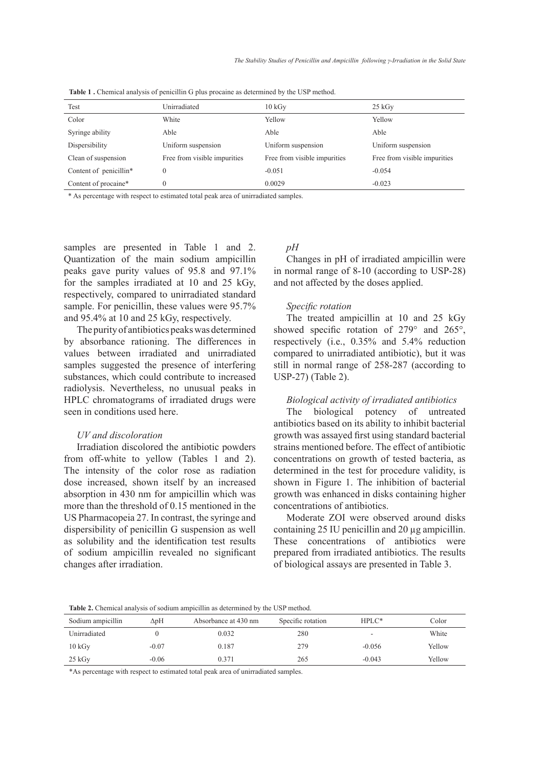**Table 1 .** Chemical analysis of penicillin G plus procaine as determined by the USP method.

| Test | Unirradiated | 10 kGy | 25 kGy |
|---|---|---|---|
| Color | White | Yellow | Yellow |
| Syringe ability | Able | Able | Able |
| Dispersibility | Uniform suspension | Uniform suspension | Uniform suspension |
| Clean of suspension | Free from visible impurities | Free from visible impurities | Free from visible impurities |
| Content of penicillin* | 0 | -0.051 | -0.054 |
| Content of procaine* | 0 | 0.0029 | -0.023 |

\* As percentage with respect to estimated total peak area of unirradiated samples.

samples are presented in Table 1 and 2. Quantization of the main sodium ampicillin peaks gave purity values of 95.8 and 97.1% for the samples irradiated at 10 and 25 kGy, respectively, compared to unirradiated standard sample. For penicillin, these values were 95.7% and 95.4% at 10 and 25 kGy, respectively.

The purity of antibiotics peaks was determined by absorbance rationing. The differences in values between irradiated and unirradiated samples suggested the presence of interfering substances, which could contribute to increased radiolysis. Nevertheless, no unusual peaks in HPLC chromatograms of irradiated drugs were seen in conditions used here.

*UV and discoloration*

Irradiation discolored the antibiotic powders from off-white to yellow (Tables 1 and 2). The intensity of the color rose as radiation dose increased, shown itself by an increased absorption in 430 nm for ampicillin which was more than the threshold of 0.15 mentioned in the US Pharmacopeia 27. In contrast, the syringe and dispersibility of penicillin G suspension as well as solubility and the identification test results of sodium ampicillin revealed no significant changes after irradiation.

*pH*

Changes in pH of irradiated ampicillin were in normal range of 8-10 (according to USP-28) and not affected by the doses applied.

*Specific rotation*

The treated ampicillin at 10 and 25 kGy showed specific rotation of 279° and 265°, respectively (i.e., 0.35% and 5.4% reduction compared to unirradiated antibiotic), but it was still in normal range of 258-287 (according to USP-27) (Table 2).

*Biological activity of irradiated antibiotics*

The biological potency of untreated antibiotics based on its ability to inhibit bacterial growth was assayed first using standard bacterial strains mentioned before. The effect of antibiotic concentrations on growth of tested bacteria, as determined in the test for procedure validity, is shown in Figure 1. The inhibition of bacterial growth was enhanced in disks containing higher concentrations of antibiotics.

Moderate ZOI were observed around disks containing 25 IU penicillin and 20 µg ampicillin. These concentrations of antibiotics were prepared from irradiated antibiotics. The results of biological assays are presented in Table 3.

**Table 2.** Chemical analysis of sodium ampicillin as determined by the USP method.

| Sodium ampicillin | ΔpH | Absorbance at 430 nm | Specific rotation | HPLC* | Color |
|---|---|---|---|---|---|
| Unirradiated | 0 | 0.032 | 280 | - | White |
| 10 kGy | -0.07 | 0.187 | 279 | -0.056 | Yellow |
| 25 kGy | -0.06 | 0.371 | 265 | -0.043 | Yellow |

*As percentage with respect to estimated total peak area of unirradiated samples.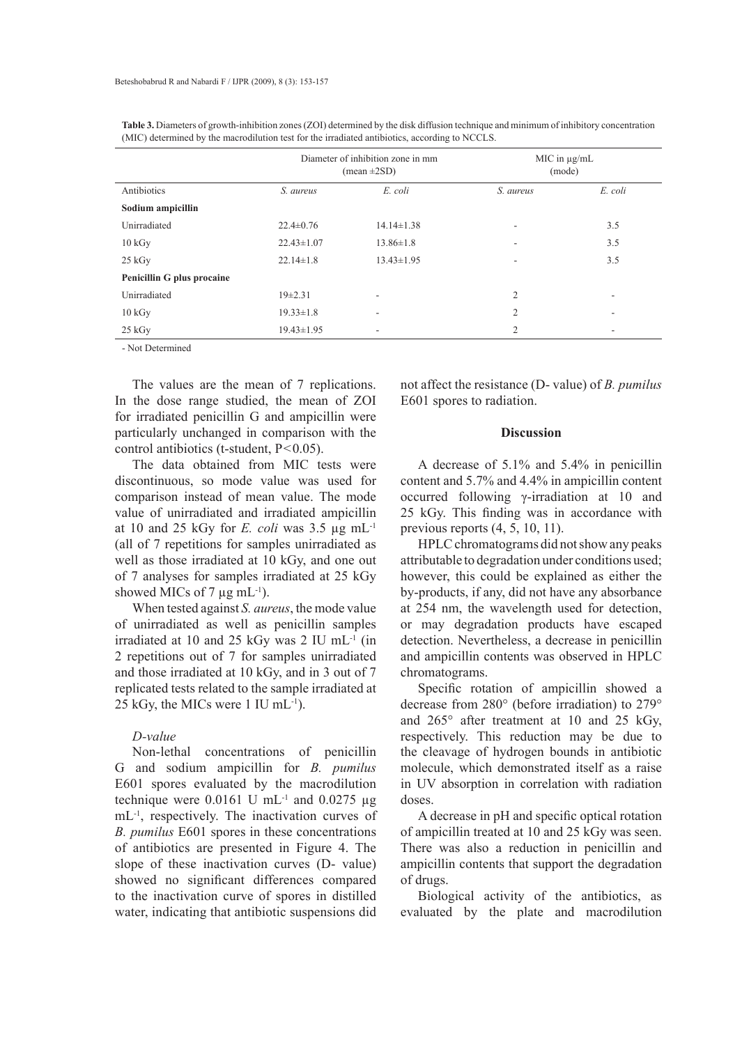**Table 3.** Diameters of growth-inhibition zones (ZOI) determined by the disk diffusion technique and minimum of inhibitory concentration (MIC) determined by the macrodilution test for the irradiated antibiotics, according to NCCLS.

| | Diameter of inhibition zone in mm (mean ±2SD) | | MIC in µg/mL (mode) | |
|---|---|---|---|---|
| Antibiotics | *S. aureus* | *E. coli* | *S. aureus* | *E. coli* |
| **Sodium ampicillin** | | | | |
| Unirradiated | 22.4±0.76 | 14.14±1.38 | - | 3.5 |
| 10 kGy | 22.43±1.07 | 13.86±1.8 | - | 3.5 |
| 25 kGy | 22.14±1.8 | 13.43±1.95 | - | 3.5 |
| **Penicillin G plus procaine** | | | | |
| Unirradiated | 19±2.31 | - | 2 | - |
| 10 kGy | 19.33±1.8 | - | 2 | - |
| 25 kGy | 19.43±1.95 | - | 2 | - |

- Not Determined

The values are the mean of 7 replications. In the dose range studied, the mean of ZOI for irradiated penicillin G and ampicillin were particularly unchanged in comparison with the control antibiotics (t-student, $P<0.05$).

The data obtained from MIC tests were discontinuous, so mode value was used for comparison instead of mean value. The mode value of unirradiated and irradiated ampicillin at 10 and 25 kGy for *E. coli* was 3.5 µg $mL^{-1}$ (all of 7 repetitions for samples unirradiated as well as those irradiated at 10 kGy, and one out of 7 analyses for samples irradiated at 25 kGy showed MICs of 7 µg $mL^{-1}$).

When tested against *S. aureus*, the mode value of unirradiated as well as penicillin samples irradiated at 10 and 25 kGy was 2 IU $mL^{-1}$ (in 2 repetitions out of 7 for samples unirradiated and those irradiated at 10 kGy, and in 3 out of 7 replicated tests related to the sample irradiated at 25 kGy, the MICs were 1 IU $mL^{-1}$).

*D-value*

Non-lethal concentrations of penicillin G and sodium ampicillin for *B. pumilus* E601 spores evaluated by the macrodilution technique were 0.0161 U $mL^{-1}$ and 0.0275 µg $mL^{-1}$, respectively. The inactivation curves of *B. pumilus* E601 spores in these concentrations of antibiotics are presented in Figure 4. The slope of these inactivation curves (D- value) showed no significant differences compared to the inactivation curve of spores in distilled water, indicating that antibiotic suspensions did not affect the resistance (D- value) of *B. pumilus* E601 spores to radiation.

## Discussion

A decrease of 5.1% and 5.4% in penicillin content and 5.7% and 4.4% in ampicillin content occurred following γ-irradiation at 10 and 25 kGy. This finding was in accordance with previous reports (4, 5, 10, 11).

HPLC chromatograms did not show any peaks attributable to degradation under conditions used; however, this could be explained as either the by-products, if any, did not have any absorbance at 254 nm, the wavelength used for detection, or may degradation products have escaped detection. Nevertheless, a decrease in penicillin and ampicillin contents was observed in HPLC chromatograms.

Specific rotation of ampicillin showed a decrease from 280° (before irradiation) to 279° and 265° after treatment at 10 and 25 kGy, respectively. This reduction may be due to the cleavage of hydrogen bounds in antibiotic molecule, which demonstrated itself as a raise in UV absorption in correlation with radiation doses.

A decrease in pH and specific optical rotation of ampicillin treated at 10 and 25 kGy was seen. There was also a reduction in penicillin and ampicillin contents that support the degradation of drugs.

Biological activity of the antibiotics, as evaluated by the plate and macrodilution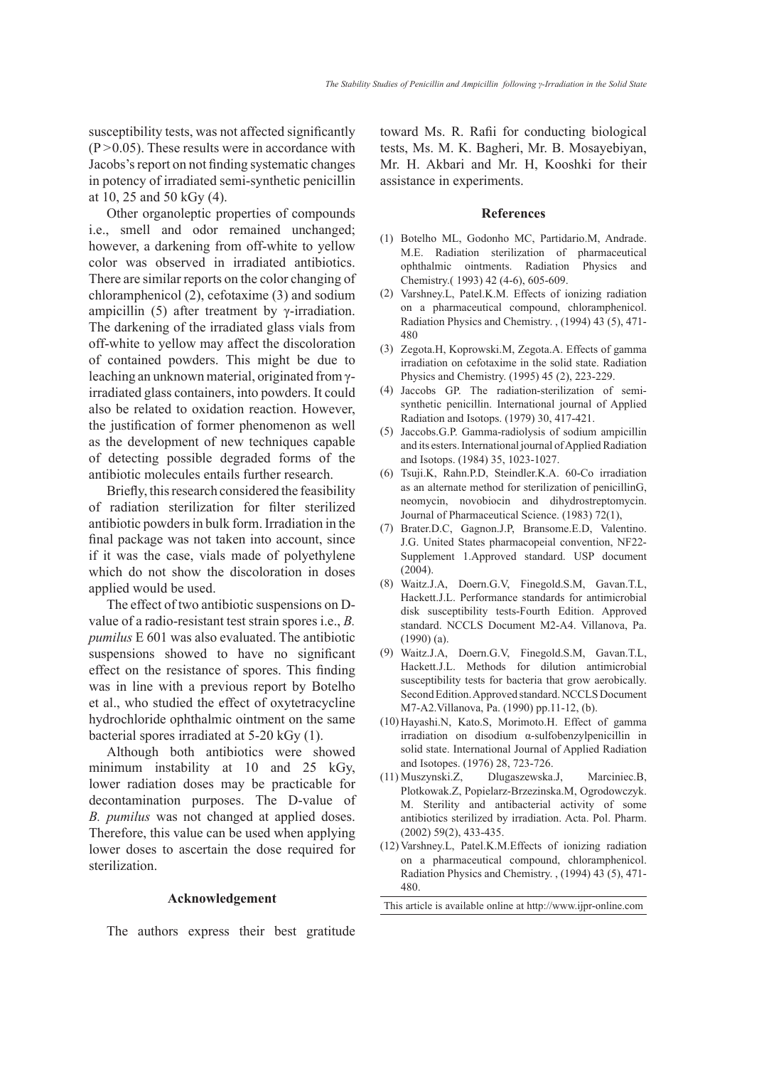susceptibility tests, was not affected significantly ($P > 0.05$). These results were in accordance with Jacobs's report on not finding systematic changes in potency of irradiated semi-synthetic penicillin at 10, 25 and 50 kGy (4).

Other organoleptic properties of compounds i.e., smell and odor remained unchanged; however, a darkening from off-white to yellow color was observed in irradiated antibiotics. There are similar reports on the color changing of chloramphenicol (2), cefotaxime (3) and sodium ampicillin (5) after treatment by γ-irradiation. The darkening of the irradiated glass vials from off-white to yellow may affect the discoloration of contained powders. This might be due to leaching an unknown material, originated from γ-irradiated glass containers, into powders. It could also be related to oxidation reaction. However, the justification of former phenomenon as well as the development of new techniques capable of detecting possible degraded forms of the antibiotic molecules entails further research.

Briefly, this research considered the feasibility of radiation sterilization for filter sterilized antibiotic powders in bulk form. Irradiation in the final package was not taken into account, since if it was the case, vials made of polyethylene which do not show the discoloration in doses applied would be used.

The effect of two antibiotic suspensions on D-value of a radio-resistant test strain spores i.e., *B. pumilus* E 601 was also evaluated. The antibiotic suspensions showed to have no significant effect on the resistance of spores. This finding was in line with a previous report by Botelho et al., who studied the effect of oxytetracycline hydrochloride ophthalmic ointment on the same bacterial spores irradiated at 5-20 kGy (1).

Although both antibiotics were showed minimum instability at 10 and 25 kGy, lower radiation doses may be practicable for decontamination purposes. The D-value of *B. pumilus* was not changed at applied doses. Therefore, this value can be used when applying lower doses to ascertain the dose required for sterilization.

## Acknowledgement

The authors express their best gratitude toward Ms. R. Rafii for conducting biological tests, Ms. M. K. Bagheri, Mr. B. Mosayebiyan, Mr. H. Akbari and Mr. H, Kooshki for their assistance in experiments.

## References

(1) Botelho ML, Godonho MC, Partidario.M, Andrade. M.E. Radiation sterilization of pharmaceutical ophthalmic ointments. Radiation Physics and Chemistry.( 1993) 42 (4-6), 605-609.

(2) Varshney.L, Patel.K.M. Effects of ionizing radiation on a pharmaceutical compound, chloramphenicol. Radiation Physics and Chemistry. , (1994) 43 (5), 471-480

(3) Zegota.H, Koprowski.M, Zegota.A. Effects of gamma irradiation on cefotaxime in the solid state. Radiation Physics and Chemistry. (1995) 45 (2), 223-229.

(4) Jaccobs GP. The radiation-sterilization of semi-synthetic penicillin. International journal of Applied Radiation and Isotops. (1979) 30, 417-421.

(5) Jaccobs.G.P. Gamma-radiolysis of sodium ampicillin and its esters. International journal of Applied Radiation and Isotops. (1984) 35, 1023-1027.

(6) Tsuji.K, Rahn.P.D, Steindler.K.A. 60-Co irradiation as an alternate method for sterilization of penicillinG, neomycin, novobiocin and dihydrostreptomycin. Journal of Pharmaceutical Science. (1983) 72(1),

(7) Brater.D.C, Gagnon.J.P, Bransome.E.D, Valentino. J.G. United States pharmacopeial convention, NF22-Supplement 1.Approved standard. USP document (2004).

(8) Waitz.J.A, Doern.G.V, Finegold.S.M, Gavan.T.L, Hackett.J.L. Performance standards for antimicrobial disk susceptibility tests-Fourth Edition. Approved standard. NCCLS Document M2-A4. Villanova, Pa. (1990) (a).

(9) Waitz.J.A, Doern.G.V, Finegold.S.M, Gavan.T.L, Hackett.J.L. Methods for dilution antimicrobial susceptibility tests for bacteria that grow aerobically. Second Edition. Approved standard. NCCLS Document M7-A2.Villanova, Pa. (1990) pp.11-12, (b).

(10) Hayashi.N, Kato.S, Morimoto.H. Effect of gamma irradiation on disodium α-sulfobenzylpenicillin in solid state. International Journal of Applied Radiation and Isotopes. (1976) 28, 723-726.

(11) Muszynski.Z, Dlugaszewska.J, Marciniec.B, Plotkowak.Z, Popielarz-Brzezinska.M, Ogrodowczyk. M. Sterility and antibacterial activity of some antibiotics sterilized by irradiation. Acta. Pol. Pharm. (2002) 59(2), 433-435.

(12) Varshney.L, Patel.K.M.Effects of ionizing radiation on a pharmaceutical compound, chloramphenicol. Radiation Physics and Chemistry. , (1994) 43 (5), 471-480.

This article is available online at http://www.ijpr-online.com